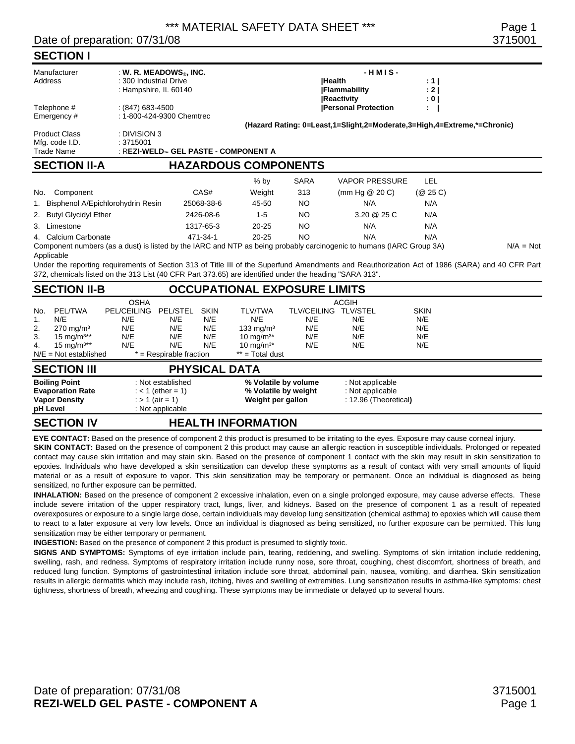# *** MATERIAL SAFETY DATA SHEET ***

Date of preparation: 07/31/08

## SECTION I

| | |
|---|---|
| Manufacturer | : **W. R. MEADOWS®, INC.** |
| Address | : 300 Industrial Drive |
| | : Hampshire, IL 60140 |
| Telephone # | : (847) 683-4500 |
| Emergency # | : 1-800-424-9300 Chemtrec |
| Product Class | : DIVISION 3 |
| Mfg. code I.D. | : 3715001 |
| Trade Name | : **REZI-WELD™ GEL PASTE - COMPONENT A** |

**- H M I S -**

| | |
|---|---|
| **Health** | **: 1** |
| **Flammability** | **: 2** |
| **Reactivity** | **: 0** |
| **Personal Protection** | **:** |

**(Hazard Rating: 0=Least,1=Slight,2=Moderate,3=High,4=Extreme,*=Chronic)**

## SECTION II-A HAZARDOUS COMPONENTS

| No. | Component | CAS# | % by Weight | SARA 313 | VAPOR PRESSURE (mm Hg @ 20 C) | LEL (@ 25 C) |
|---|---|---|---|---|---|---|
| 1. | Bisphenol A/Epichlorohydrin Resin | 25068-38-6 | 45-50 | NO | N/A | N/A |
| 2. | Butyl Glycidyl Ether | 2426-08-6 | 1-5 | NO | 3.20 @ 25 C | N/A |
| 3. | Limestone | 1317-65-3 | 20-25 | NO | N/A | N/A |
| 4. | Calcium Carbonate | 471-34-1 | 20-25 | NO | N/A | N/A |

Component numbers (as a dust) is listed by the IARC and NTP as being probably carcinogenic to humans (IARC Group 3A) N/A = Not Applicable

Under the reporting requirements of Section 313 of Title III of the Superfund Amendments and Reauthorization Act of 1986 (SARA) and 40 CFR Part 372, chemicals listed on the 313 List (40 CFR Part 373.65) are identified under the heading "SARA 313".

## SECTION II-B OCCUPATIONAL EXPOSURE LIMITS

| | OSHA | | | | ACGIH | | | |
|---|---|---|---|---|---|---|---|---|
| No. | PEL/TWA | PEL/CEILING | PEL/STEL | SKIN | TLV/TWA | TLV/CEILING | TLV/STEL | SKIN |
| 1. | N/E | N/E | N/E | N/E | N/E | N/E | N/E | N/E |
| 2. | 270 mg/m³ | N/E | N/E | N/E | 133 mg/m³ | N/E | N/E | N/E |
| 3. | 15 mg/m³** | N/E | N/E | N/E | 10 mg/m³* | N/E | N/E | N/E |
| 4. | 15 mg/m³** | N/E | N/E | N/E | 10 mg/m³* | N/E | N/E | N/E |

N/E = Not established  * = Respirable fraction  ** = Total dust

## SECTION III PHYSICAL DATA

| | | | |
|---|---|---|---|
| **Boiling Point** | : Not established | **% Volatile by volume** | : Not applicable |
| **Evaporation Rate** | : < 1 (ether = 1) | **% Volatile by weight** | : Not applicable |
| **Vapor Density** | : > 1 (air = 1) | **Weight per gallon** | : 12.96 (Theoretical) |
| **pH Level** | : Not applicable | | |

## SECTION IV HEALTH INFORMATION

**EYE CONTACT:** Based on the presence of component 2 this product is presumed to be irritating to the eyes. Exposure may cause corneal injury.

**SKIN CONTACT:** Based on the presence of component 2 this product may cause an allergic reaction in susceptible individuals. Prolonged or repeated contact may cause skin irritation and may stain skin. Based on the presence of component 1 contact with the skin may result in skin sensitization to epoxies. Individuals who have developed a skin sensitization can develop these symptoms as a result of contact with very small amounts of liquid material or as a result of exposure to vapor. This skin sensitization may be temporary or permanent. Once an individual is diagnosed as being sensitized, no further exposure can be permitted.

**INHALATION:** Based on the presence of component 2 excessive inhalation, even on a single prolonged exposure, may cause adverse effects. These include severe irritation of the upper respiratory tract, lungs, liver, and kidneys. Based on the presence of component 1 as a result of repeated overexposures or exposure to a single large dose, certain individuals may develop lung sensitization (chemical asthma) to epoxies which will cause them to react to a later exposure at very low levels. Once an individual is diagnosed as being sensitized, no further exposure can be permitted. This lung sensitization may be either temporary or permanent.

**INGESTION:** Based on the presence of component 2 this product is presumed to slightly toxic.

**SIGNS AND SYMPTOMS:** Symptoms of eye irritation include pain, tearing, reddening, and swelling. Symptoms of skin irritation include reddening, swelling, rash, and redness. Symptoms of respiratory irritation include runny nose, sore throat, coughing, chest discomfort, shortness of breath, and reduced lung function. Symptoms of gastrointestinal irritation include sore throat, abdominal pain, nausea, vomiting, and diarrhea. Skin sensitization results in allergic dermatitis which may include rash, itching, hives and swelling of extremities. Lung sensitization results in asthma-like symptoms: chest tightness, shortness of breath, wheezing and coughing. These symptoms may be immediate or delayed up to several hours.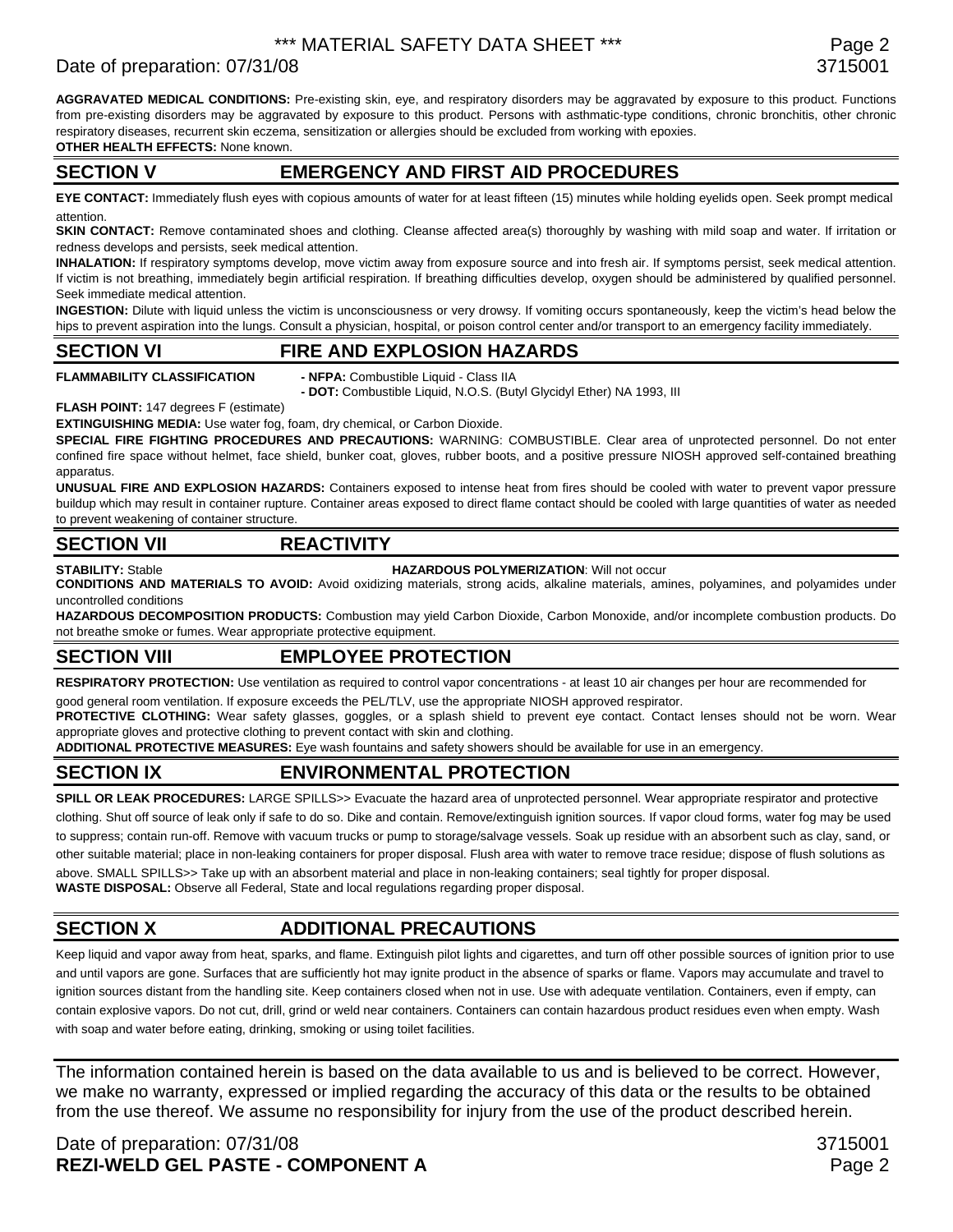**AGGRAVATED MEDICAL CONDITIONS:** Pre-existing skin, eye, and respiratory disorders may be aggravated by exposure to this product. Functions from pre-existing disorders may be aggravated by exposure to this product. Persons with asthmatic-type conditions, chronic bronchitis, other chronic respiratory diseases, recurrent skin eczema, sensitization or allergies should be excluded from working with epoxies.
**OTHER HEALTH EFFECTS:** None known.

## SECTION V EMERGENCY AND FIRST AID PROCEDURES

**EYE CONTACT:** Immediately flush eyes with copious amounts of water for at least fifteen (15) minutes while holding eyelids open. Seek prompt medical attention.
**SKIN CONTACT:** Remove contaminated shoes and clothing. Cleanse affected area(s) thoroughly by washing with mild soap and water. If irritation or redness develops and persists, seek medical attention.
**INHALATION:** If respiratory symptoms develop, move victim away from exposure source and into fresh air. If symptoms persist, seek medical attention. If victim is not breathing, immediately begin artificial respiration. If breathing difficulties develop, oxygen should be administered by qualified personnel. Seek immediate medical attention.
**INGESTION:** Dilute with liquid unless the victim is unconsciousness or very drowsy. If vomiting occurs spontaneously, keep the victim's head below the hips to prevent aspiration into the lungs. Consult a physician, hospital, or poison control center and/or transport to an emergency facility immediately.

## SECTION VI FIRE AND EXPLOSION HAZARDS

**FLAMMABILITY CLASSIFICATION**
- **NFPA:** Combustible Liquid - Class IIA
- **DOT:** Combustible Liquid, N.O.S. (Butyl Glycidyl Ether) NA 1993, III

**FLASH POINT:** 147 degrees F (estimate)
**EXTINGUISHING MEDIA:** Use water fog, foam, dry chemical, or Carbon Dioxide.
**SPECIAL FIRE FIGHTING PROCEDURES AND PRECAUTIONS:** WARNING: COMBUSTIBLE. Clear area of unprotected personnel. Do not enter confined fire space without helmet, face shield, bunker coat, gloves, rubber boots, and a positive pressure NIOSH approved self-contained breathing apparatus.
**UNUSUAL FIRE AND EXPLOSION HAZARDS:** Containers exposed to intense heat from fires should be cooled with water to prevent vapor pressure buildup which may result in container rupture. Container areas exposed to direct flame contact should be cooled with large quantities of water as needed to prevent weakening of container structure.

## SECTION VII REACTIVITY

**STABILITY:** Stable **HAZARDOUS POLYMERIZATION**: Will not occur
**CONDITIONS AND MATERIALS TO AVOID:** Avoid oxidizing materials, strong acids, alkaline materials, amines, polyamines, and polyamides under uncontrolled conditions
**HAZARDOUS DECOMPOSITION PRODUCTS:** Combustion may yield Carbon Dioxide, Carbon Monoxide, and/or incomplete combustion products. Do not breathe smoke or fumes. Wear appropriate protective equipment.

## SECTION VIII EMPLOYEE PROTECTION

**RESPIRATORY PROTECTION:** Use ventilation as required to control vapor concentrations - at least 10 air changes per hour are recommended for good general room ventilation. If exposure exceeds the PEL/TLV, use the appropriate NIOSH approved respirator.
**PROTECTIVE CLOTHING:** Wear safety glasses, goggles, or a splash shield to prevent eye contact. Contact lenses should not be worn. Wear appropriate gloves and protective clothing to prevent contact with skin and clothing.
**ADDITIONAL PROTECTIVE MEASURES:** Eye wash fountains and safety showers should be available for use in an emergency.

## SECTION IX ENVIRONMENTAL PROTECTION

**SPILL OR LEAK PROCEDURES:** LARGE SPILLS>> Evacuate the hazard area of unprotected personnel. Wear appropriate respirator and protective clothing. Shut off source of leak only if safe to do so. Dike and contain. Remove/extinguish ignition sources. If vapor cloud forms, water fog may be used to suppress; contain run-off. Remove with vacuum trucks or pump to storage/salvage vessels. Soak up residue with an absorbent such as clay, sand, or other suitable material; place in non-leaking containers for proper disposal. Flush area with water to remove trace residue; dispose of flush solutions as above. SMALL SPILLS>> Take up with an absorbent material and place in non-leaking containers; seal tightly for proper disposal.
**WASTE DISPOSAL:** Observe all Federal, State and local regulations regarding proper disposal.

## SECTION X ADDITIONAL PRECAUTIONS

Keep liquid and vapor away from heat, sparks, and flame. Extinguish pilot lights and cigarettes, and turn off other possible sources of ignition prior to use and until vapors are gone. Surfaces that are sufficiently hot may ignite product in the absence of sparks or flame. Vapors may accumulate and travel to ignition sources distant from the handling site. Keep containers closed when not in use. Use with adequate ventilation. Containers, even if empty, can contain explosive vapors. Do not cut, drill, grind or weld near containers. Containers can contain hazardous product residues even when empty. Wash with soap and water before eating, drinking, smoking or using toilet facilities.

The information contained herein is based on the data available to us and is believed to be correct. However, we make no warranty, expressed or implied regarding the accuracy of this data or the results to be obtained from the use thereof. We assume no responsibility for injury from the use of the product described herein.

Date of preparation: 07/31/08 3715001
**REZI-WELD GEL PASTE - COMPONENT A**